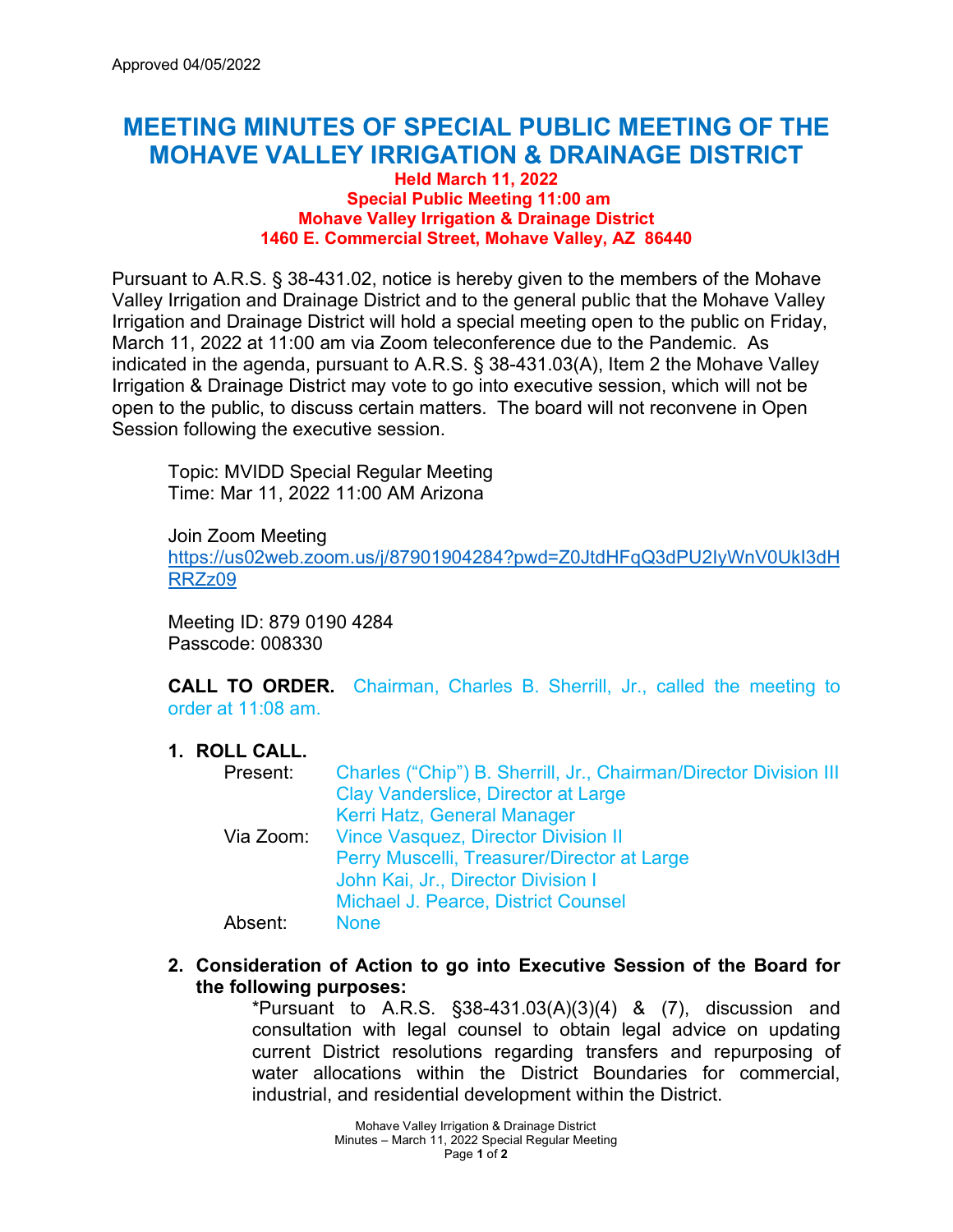Approved 04/05/2022

# MEETING MINUTES OF SPECIAL PUBLIC MEETING OF THE MOHAVE VALLEY IRRIGATION & DRAINAGE DISTRICT

**Held March 11, 2022**
**Special Public Meeting 11:00 am**
**Mohave Valley Irrigation & Drainage District**
**1460 E. Commercial Street, Mohave Valley, AZ 86440**

Pursuant to A.R.S. § 38-431.02, notice is hereby given to the members of the Mohave Valley Irrigation and Drainage District and to the general public that the Mohave Valley Irrigation and Drainage District will hold a special meeting open to the public on Friday, March 11, 2022 at 11:00 am via Zoom teleconference due to the Pandemic. As indicated in the agenda, pursuant to A.R.S. § 38-431.03(A), Item 2 the Mohave Valley Irrigation & Drainage District may vote to go into executive session, which will not be open to the public, to discuss certain matters. The board will not reconvene in Open Session following the executive session.

Topic: MVIDD Special Regular Meeting
Time: Mar 11, 2022 11:00 AM Arizona

Join Zoom Meeting
https://us02web.zoom.us/j/87901904284?pwd=Z0JtdHFqQ3dPU2IyWnV0UkI3dHRRZz09

Meeting ID: 879 0190 4284
Passcode: 008330

**CALL TO ORDER.** Chairman, Charles B. Sherrill, Jr., called the meeting to order at 11:08 am.

1. **ROLL CALL.**

   Present: Charles ("Chip") B. Sherrill, Jr., Chairman/Director Division III
   Clay Vanderslice, Director at Large
   Kerri Hatz, General Manager

   Via Zoom: Vince Vasquez, Director Division II
   Perry Muscelli, Treasurer/Director at Large
   John Kai, Jr., Director Division I
   Michael J. Pearce, District Counsel

   Absent: None

2. **Consideration of Action to go into Executive Session of the Board for the following purposes:**

   *Pursuant to A.R.S. §38-431.03(A)(3)(4) & (7), discussion and consultation with legal counsel to obtain legal advice on updating current District resolutions regarding transfers and repurposing of water allocations within the District Boundaries for commercial, industrial, and residential development within the District.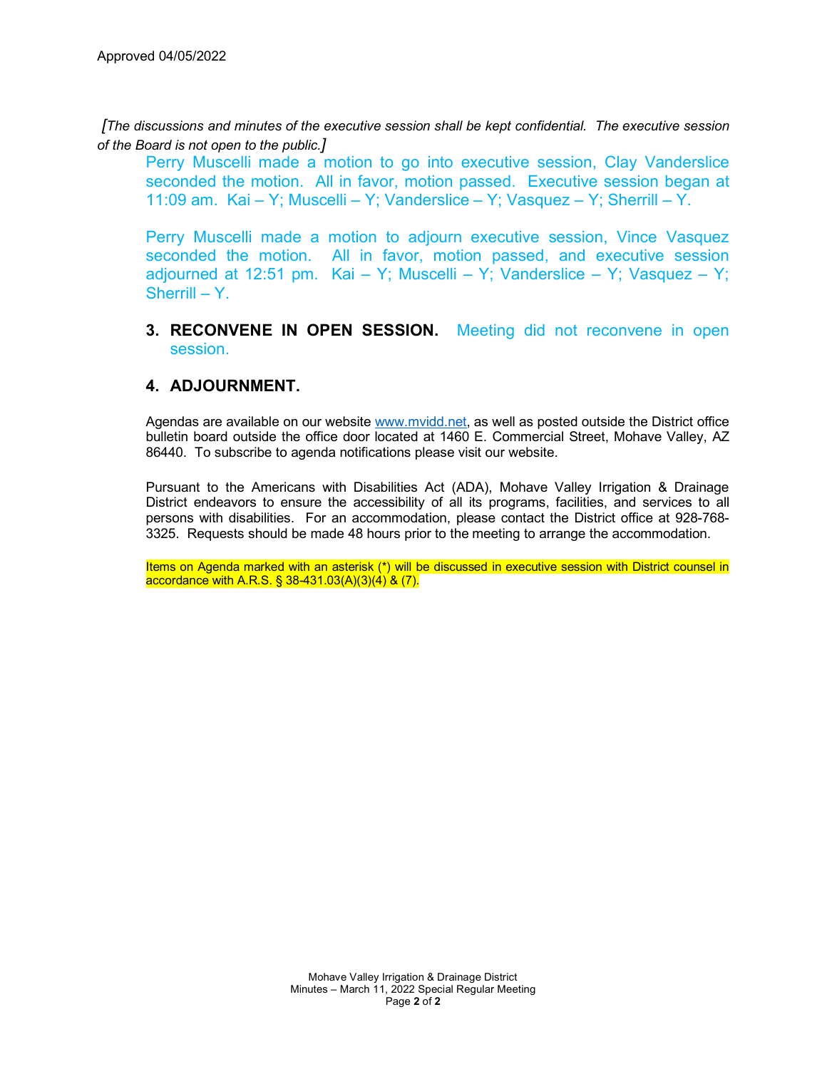Approved 04/05/2022

*[The discussions and minutes of the executive session shall be kept confidential. The executive session of the Board is not open to the public.]*

Perry Muscelli made a motion to go into executive session, Clay Vanderslice seconded the motion. All in favor, motion passed. Executive session began at 11:09 am. Kai – Y; Muscelli – Y; Vanderslice – Y; Vasquez – Y; Sherrill – Y.

Perry Muscelli made a motion to adjourn executive session, Vince Vasquez seconded the motion. All in favor, motion passed, and executive session adjourned at 12:51 pm. Kai – Y; Muscelli – Y; Vanderslice – Y; Vasquez – Y; Sherrill – Y.

3. **RECONVENE IN OPEN SESSION.** Meeting did not reconvene in open session.

4. **ADJOURNMENT.**

Agendas are available on our website www.mvidd.net, as well as posted outside the District office bulletin board outside the office door located at 1460 E. Commercial Street, Mohave Valley, AZ 86440. To subscribe to agenda notifications please visit our website.

Pursuant to the Americans with Disabilities Act (ADA), Mohave Valley Irrigation & Drainage District endeavors to ensure the accessibility of all its programs, facilities, and services to all persons with disabilities. For an accommodation, please contact the District office at 928-768-3325. Requests should be made 48 hours prior to the meeting to arrange the accommodation.

Items on Agenda marked with an asterisk (*) will be discussed in executive session with District counsel in accordance with A.R.S. § 38-431.03(A)(3)(4) & (7).

Mohave Valley Irrigation & Drainage District
Minutes – March 11, 2022 Special Regular Meeting